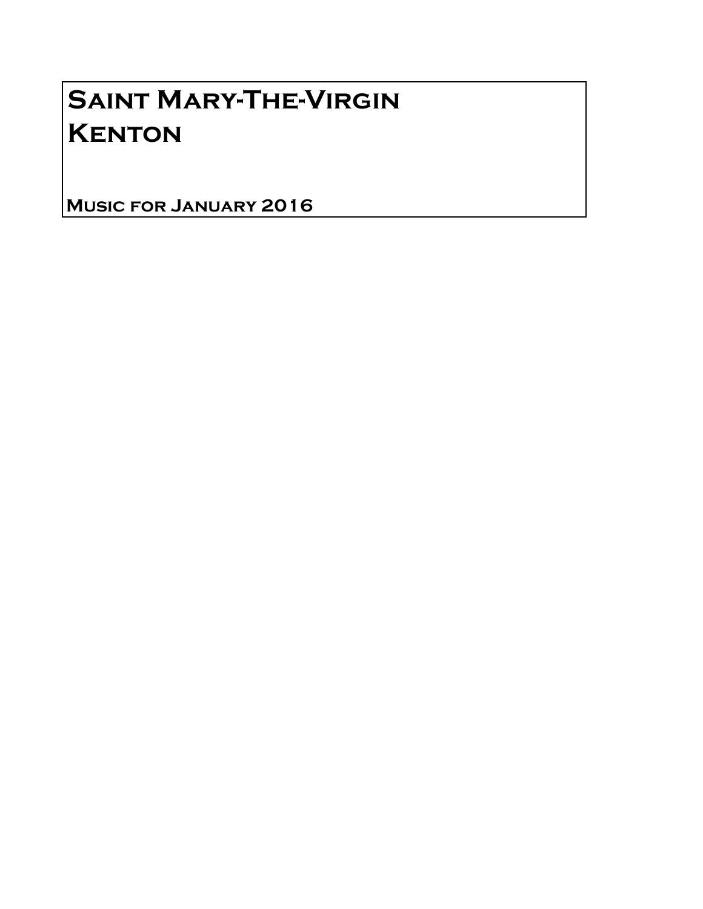# Saint Mary-The-Virgin
# Kenton

**Music for January 2016**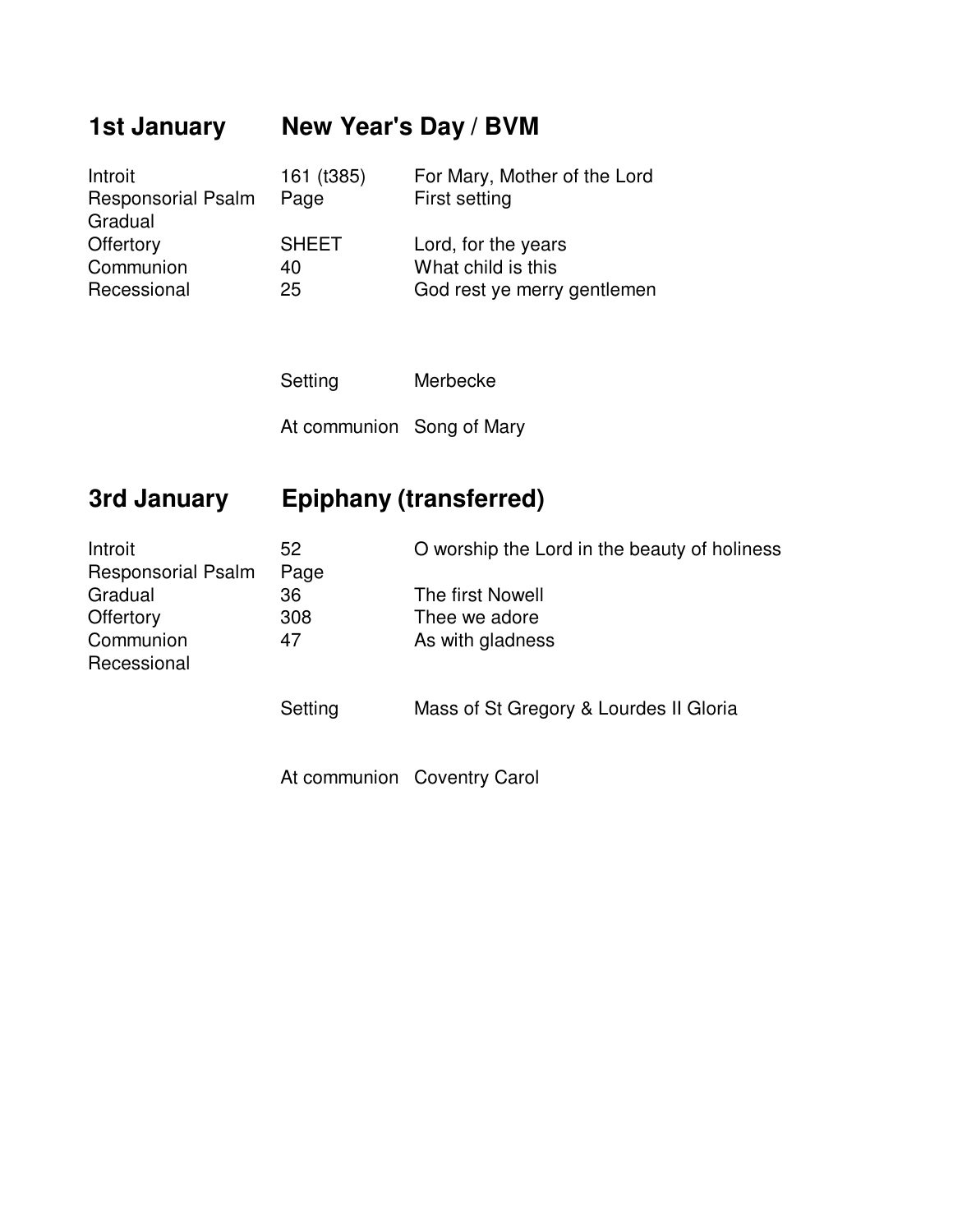## 1st January — New Year's Day / BVM

| | | |
|---|---|---|
| Introit | 161 (t385) | For Mary, Mother of the Lord |
| Responsorial Psalm | Page | First setting |
| Gradual | | |
| Offertory | SHEET | Lord, for the years |
| Communion | 40 | What child is this |
| Recessional | 25 | God rest ye merry gentlemen |

| | |
|---|---|
| Setting | Merbecke |
| At communion | Song of Mary |

## 3rd January — Epiphany (transferred)

| | | |
|---|---|---|
| Introit | 52 | O worship the Lord in the beauty of holiness |
| Responsorial Psalm | Page | |
| Gradual | 36 | The first Nowell |
| Offertory | 308 | Thee we adore |
| Communion | 47 | As with gladness |
| Recessional | | |

| | |
|---|---|
| Setting | Mass of St Gregory & Lourdes II Gloria |
| At communion | Coventry Carol |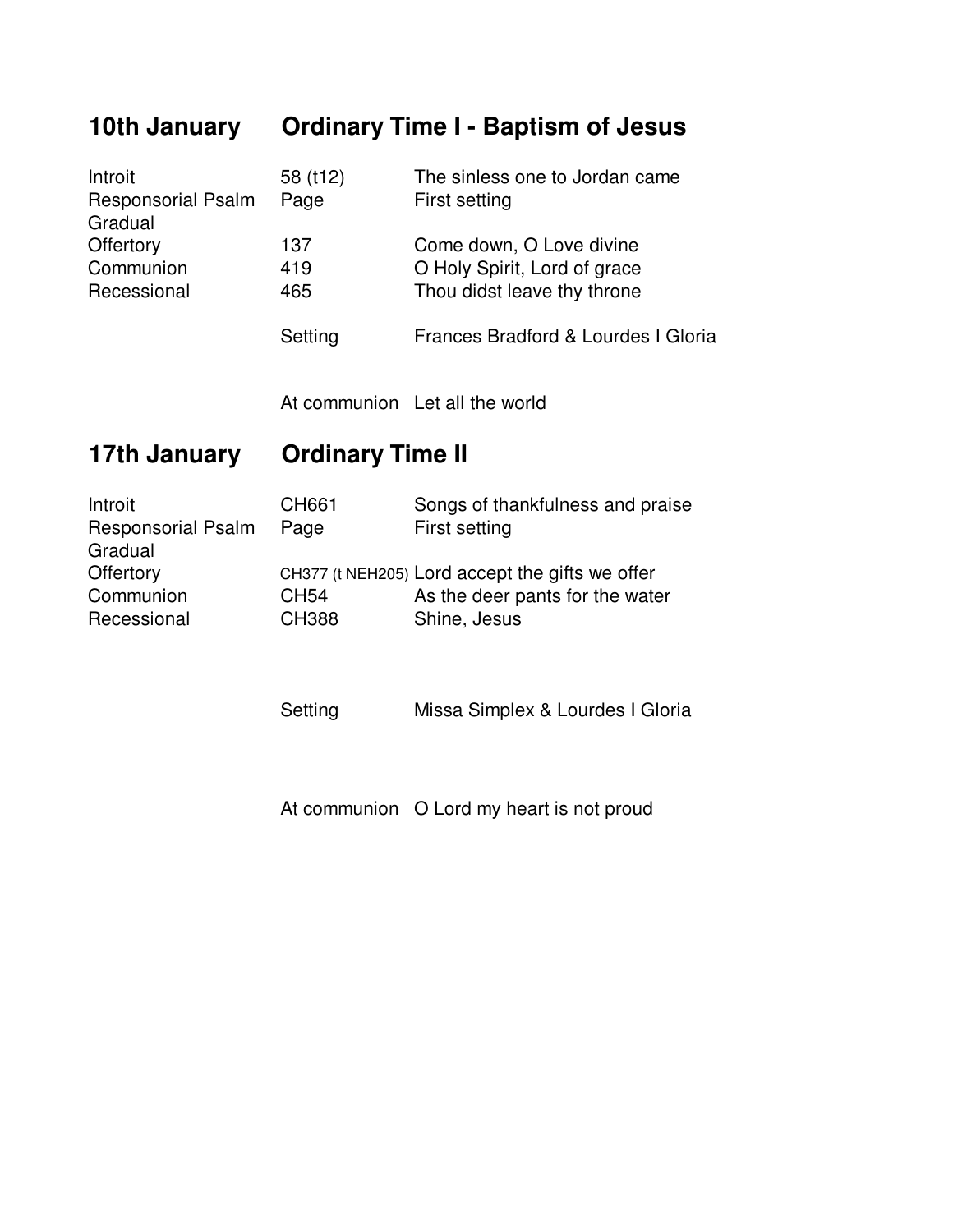## 10th January — Ordinary Time I - Baptism of Jesus

| | | |
|---|---|---|
| Introit | 58 (t12) | The sinless one to Jordan came |
| Responsorial Psalm Gradual | Page | First setting |
| Offertory | 137 | Come down, O Love divine |
| Communion | 419 | O Holy Spirit, Lord of grace |
| Recessional | 465 | Thou didst leave thy throne |
| | Setting | Frances Bradford & Lourdes I Gloria |
| | At communion | Let all the world |

## 17th January — Ordinary Time II

| | | |
|---|---|---|
| Introit | CH661 | Songs of thankfulness and praise |
| Responsorial Psalm Gradual | Page | First setting |
| Offertory | CH377 (t NEH205) | Lord accept the gifts we offer |
| Communion | CH54 | As the deer pants for the water |
| Recessional | CH388 | Shine, Jesus |
| | Setting | Missa Simplex & Lourdes I Gloria |
| | At communion | O Lord my heart is not proud |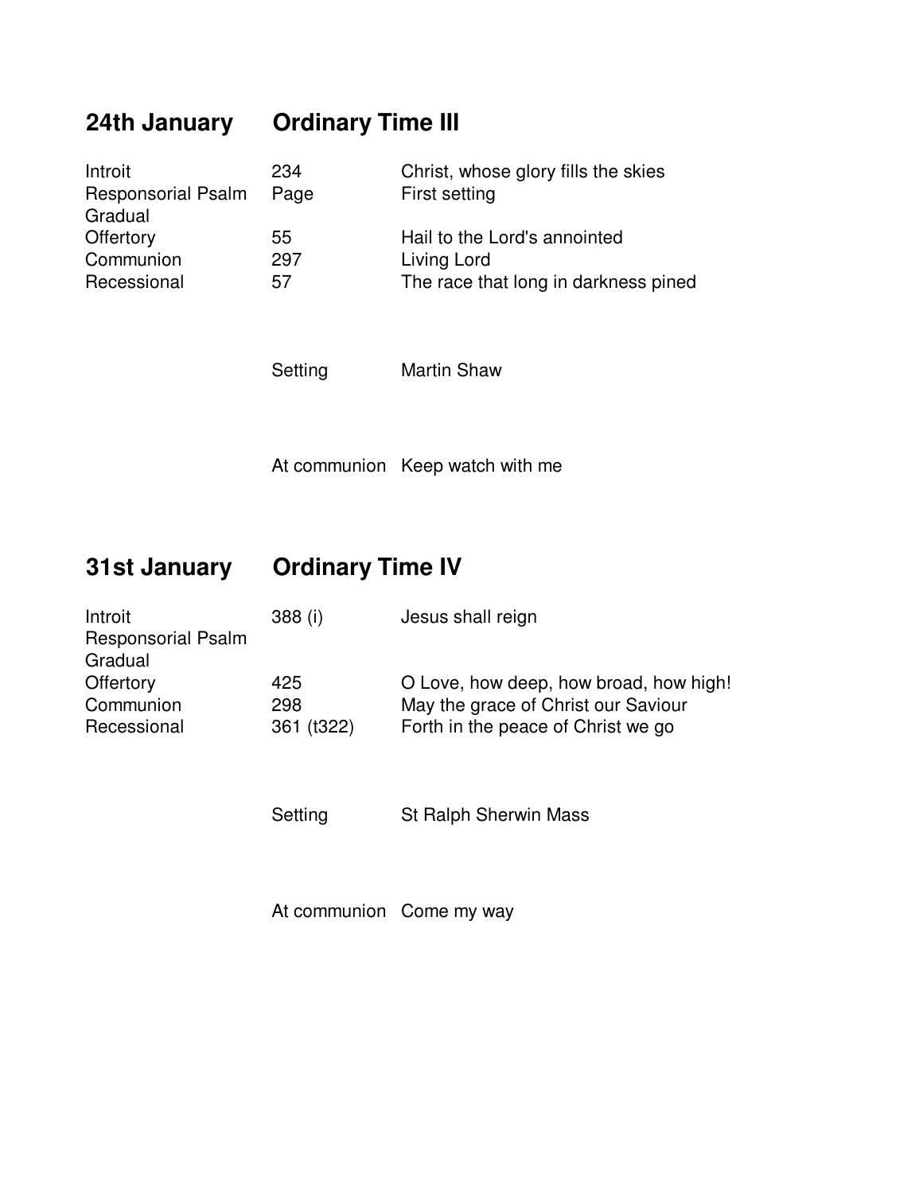## 24th January  Ordinary Time III

| | | |
|---|---|---|
| Introit | 234 | Christ, whose glory fills the skies |
| Responsorial Psalm | Page | First setting |
| Gradual | | |
| Offertory | 55 | Hail to the Lord's annointed |
| Communion | 297 | Living Lord |
| Recessional | 57 | The race that long in darkness pined |

Setting  Martin Shaw

At communion  Keep watch with me

## 31st January  Ordinary Time IV

| | | |
|---|---|---|
| Introit | 388 (i) | Jesus shall reign |
| Responsorial Psalm | | |
| Gradual | | |
| Offertory | 425 | O Love, how deep, how broad, how high! |
| Communion | 298 | May the grace of Christ our Saviour |
| Recessional | 361 (t322) | Forth in the peace of Christ we go |

Setting  St Ralph Sherwin Mass

At communion  Come my way